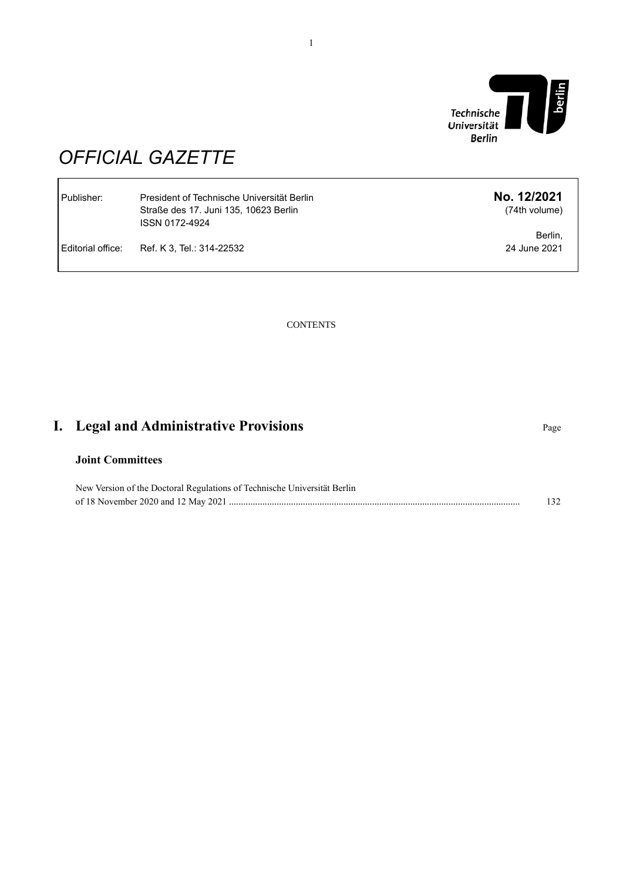Technische Universität Berlin

# OFFICIAL GAZETTE

| | | |
|---|---|---|
| Publisher: | President of Technische Universität Berlin<br>Straße des 17. Juni 135, 10623 Berlin<br>ISSN 0172-4924 | **No. 12/2021**<br>(74th volume)<br><br>Berlin,<br>24 June 2021 |
| Editorial office: | Ref. K 3, Tel.: 314-22532 | |

CONTENTS

## I. Legal and Administrative Provisions

Page

### Joint Committees

New Version of the Doctoral Regulations of Technische Universität Berlin of 18 November 2020 and 12 May 2021 ........................................ 132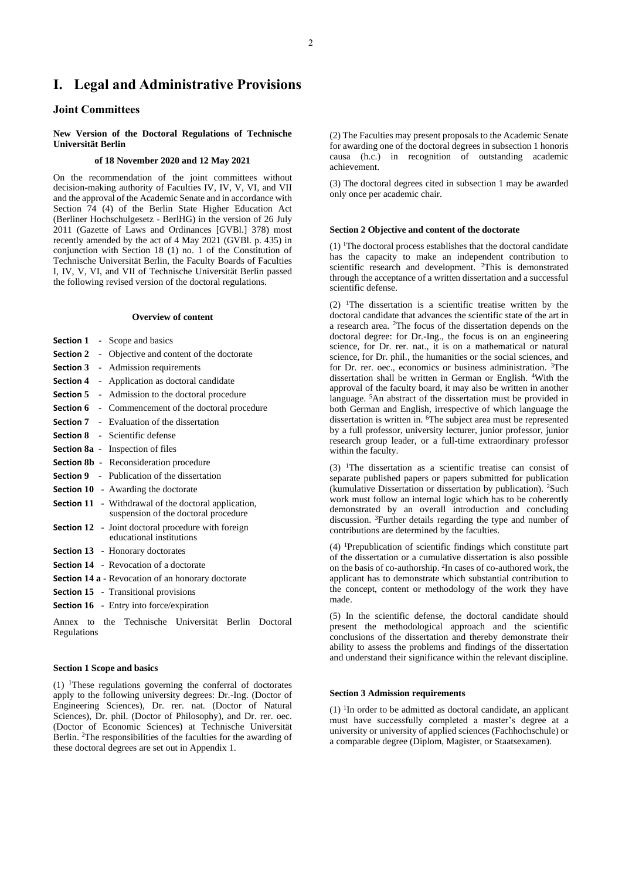# I. Legal and Administrative Provisions

## Joint Committees

**New Version of the Doctoral Regulations of Technische Universität Berlin**

**of 18 November 2020 and 12 May 2021**

On the recommendation of the joint committees without decision-making authority of Faculties IV, IV, V, VI, and VII and the approval of the Academic Senate and in accordance with Section 74 (4) of the Berlin State Higher Education Act (Berliner Hochschulgesetz - BerlHG) in the version of 26 July 2011 (Gazette of Laws and Ordinances [GVBl.] 378) most recently amended by the act of 4 May 2021 (GVBl. p. 435) in conjunction with Section 18 (1) no. 1 of the Constitution of Technische Universität Berlin, the Faculty Boards of Faculties I, IV, V, VI, and VII of Technische Universität Berlin passed the following revised version of the doctoral regulations.

**Overview of content**

- **Section 1** - Scope and basics
- **Section 2** - Objective and content of the doctorate
- **Section 3** - Admission requirements
- **Section 4** - Application as doctoral candidate
- **Section 5** - Admission to the doctoral procedure
- **Section 6** - Commencement of the doctoral procedure
- **Section 7** - Evaluation of the dissertation
- **Section 8** - Scientific defense
- **Section 8a** - Inspection of files
- **Section 8b** - Reconsideration procedure
- **Section 9** - Publication of the dissertation
- **Section 10** - Awarding the doctorate
- **Section 11** - Withdrawal of the doctoral application, suspension of the doctoral procedure
- **Section 12** - Joint doctoral procedure with foreign educational institutions
- **Section 13** - Honorary doctorates
- **Section 14** - Revocation of a doctorate
- **Section 14 a** - Revocation of an honorary doctorate
- **Section 15** - Transitional provisions
- **Section 16** - Entry into force/expiration

Annex to the Technische Universität Berlin Doctoral Regulations

**Section 1 Scope and basics**

(1) [1]These regulations governing the conferral of doctorates apply to the following university degrees: Dr.-Ing. (Doctor of Engineering Sciences), Dr. rer. nat. (Doctor of Natural Sciences), Dr. phil. (Doctor of Philosophy), and Dr. rer. oec. (Doctor of Economic Sciences) at Technische Universität Berlin. [2]The responsibilities of the faculties for the awarding of these doctoral degrees are set out in Appendix 1.

(2) The Faculties may present proposals to the Academic Senate for awarding one of the doctoral degrees in subsection 1 honoris causa (h.c.) in recognition of outstanding academic achievement.

(3) The doctoral degrees cited in subsection 1 may be awarded only once per academic chair.

**Section 2 Objective and content of the doctorate**

(1) [1]The doctoral process establishes that the doctoral candidate has the capacity to make an independent contribution to scientific research and development. [2]This is demonstrated through the acceptance of a written dissertation and a successful scientific defense.

(2) [1]The dissertation is a scientific treatise written by the doctoral candidate that advances the scientific state of the art in a research area. [2]The focus of the dissertation depends on the doctoral degree: for Dr.-Ing., the focus is on an engineering science, for Dr. rer. nat., it is on a mathematical or natural science, for Dr. phil., the humanities or the social sciences, and for Dr. rer. oec., economics or business administration. [3]The dissertation shall be written in German or English. [4]With the approval of the faculty board, it may also be written in another language. [5]An abstract of the dissertation must be provided in both German and English, irrespective of which language the dissertation is written in. [6]The subject area must be represented by a full professor, university lecturer, junior professor, junior research group leader, or a full-time extraordinary professor within the faculty.

(3) [1]The dissertation as a scientific treatise can consist of separate published papers or papers submitted for publication (kumulative Dissertation or dissertation by publication). [2]Such work must follow an internal logic which has to be coherently demonstrated by an overall introduction and concluding discussion. [3]Further details regarding the type and number of contributions are determined by the faculties.

(4) [1]Prepublication of scientific findings which constitute part of the dissertation or a cumulative dissertation is also possible on the basis of co-authorship. [2]In cases of co-authored work, the applicant has to demonstrate which substantial contribution to the concept, content or methodology of the work they have made.

(5) In the scientific defense, the doctoral candidate should present the methodological approach and the scientific conclusions of the dissertation and thereby demonstrate their ability to assess the problems and findings of the dissertation and understand their significance within the relevant discipline.

**Section 3 Admission requirements**

(1) [1]In order to be admitted as doctoral candidate, an applicant must have successfully completed a master's degree at a university or university of applied sciences (Fachhochschule) or a comparable degree (Diplom, Magister, or Staatsexamen).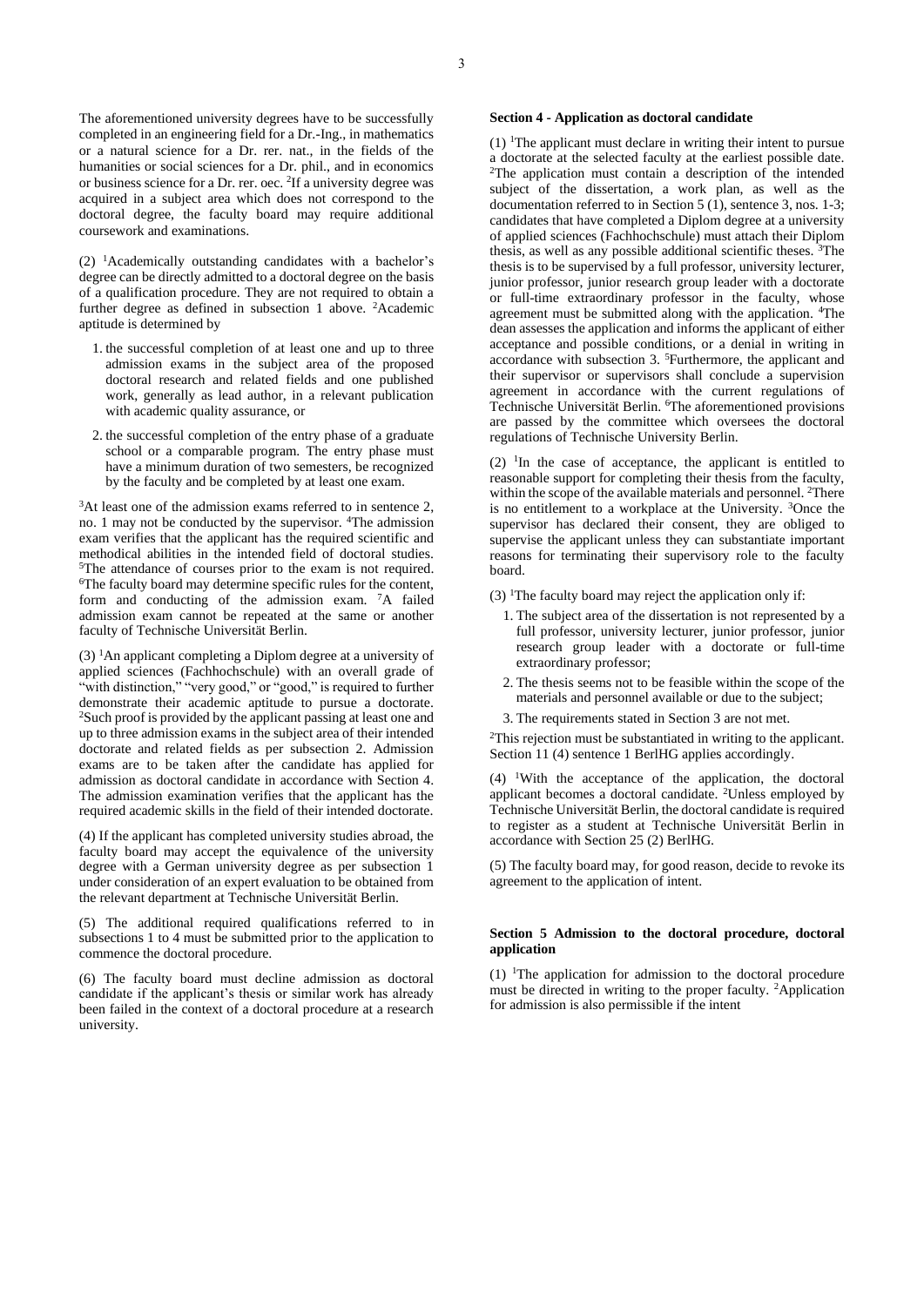The aforementioned university degrees have to be successfully completed in an engineering field for a Dr.-Ing., in mathematics or a natural science for a Dr. rer. nat., in the fields of the humanities or social sciences for a Dr. phil., and in economics or business science for a Dr. rer. oec. [2]If a university degree was acquired in a subject area which does not correspond to the doctoral degree, the faculty board may require additional coursework and examinations.

(2) [1]Academically outstanding candidates with a bachelor's degree can be directly admitted to a doctoral degree on the basis of a qualification procedure. They are not required to obtain a further degree as defined in subsection 1 above. [2]Academic aptitude is determined by

1. the successful completion of at least one and up to three admission exams in the subject area of the proposed doctoral research and related fields and one published work, generally as lead author, in a relevant publication with academic quality assurance, or
2. the successful completion of the entry phase of a graduate school or a comparable program. The entry phase must have a minimum duration of two semesters, be recognized by the faculty and be completed by at least one exam.

[3]At least one of the admission exams referred to in sentence 2, no. 1 may not be conducted by the supervisor. [4]The admission exam verifies that the applicant has the required scientific and methodical abilities in the intended field of doctoral studies. [5]The attendance of courses prior to the exam is not required. [6]The faculty board may determine specific rules for the content, form and conducting of the admission exam. [7]A failed admission exam cannot be repeated at the same or another faculty of Technische Universität Berlin.

(3) [1]An applicant completing a Diplom degree at a university of applied sciences (Fachhochschule) with an overall grade of "with distinction," "very good," or "good," is required to further demonstrate their academic aptitude to pursue a doctorate. [2]Such proof is provided by the applicant passing at least one and up to three admission exams in the subject area of their intended doctorate and related fields as per subsection 2. Admission exams are to be taken after the candidate has applied for admission as doctoral candidate in accordance with Section 4. The admission examination verifies that the applicant has the required academic skills in the field of their intended doctorate.

(4) If the applicant has completed university studies abroad, the faculty board may accept the equivalence of the university degree with a German university degree as per subsection 1 under consideration of an expert evaluation to be obtained from the relevant department at Technische Universität Berlin.

(5) The additional required qualifications referred to in subsections 1 to 4 must be submitted prior to the application to commence the doctoral procedure.

(6) The faculty board must decline admission as doctoral candidate if the applicant's thesis or similar work has already been failed in the context of a doctoral procedure at a research university.

**Section 4 - Application as doctoral candidate**

(1) [1]The applicant must declare in writing their intent to pursue a doctorate at the selected faculty at the earliest possible date. [2]The application must contain a description of the intended subject of the dissertation, a work plan, as well as the documentation referred to in Section 5 (1), sentence 3, nos. 1-3; candidates that have completed a Diplom degree at a university of applied sciences (Fachhochschule) must attach their Diplom thesis, as well as any possible additional scientific theses. [3]The thesis is to be supervised by a full professor, university lecturer, junior professor, junior research group leader with a doctorate or full-time extraordinary professor in the faculty, whose agreement must be submitted along with the application. [4]The dean assesses the application and informs the applicant of either acceptance and possible conditions, or a denial in writing in accordance with subsection 3. [5]Furthermore, the applicant and their supervisor or supervisors shall conclude a supervision agreement in accordance with the current regulations of Technische Universität Berlin. [6]The aforementioned provisions are passed by the committee which oversees the doctoral regulations of Technische University Berlin.

(2) [1]In the case of acceptance, the applicant is entitled to reasonable support for completing their thesis from the faculty, within the scope of the available materials and personnel. [2]There is no entitlement to a workplace at the University. [3]Once the supervisor has declared their consent, they are obliged to supervise the applicant unless they can substantiate important reasons for terminating their supervisory role to the faculty board.

(3) [1]The faculty board may reject the application only if:

1. The subject area of the dissertation is not represented by a full professor, university lecturer, junior professor, junior research group leader with a doctorate or full-time extraordinary professor;
2. The thesis seems not to be feasible within the scope of the materials and personnel available or due to the subject;
3. The requirements stated in Section 3 are not met.

[2]This rejection must be substantiated in writing to the applicant. Section 11 (4) sentence 1 BerlHG applies accordingly.

(4) [1]With the acceptance of the application, the doctoral applicant becomes a doctoral candidate. [2]Unless employed by Technische Universität Berlin, the doctoral candidate is required to register as a student at Technische Universität Berlin in accordance with Section 25 (2) BerlHG.

(5) The faculty board may, for good reason, decide to revoke its agreement to the application of intent.

**Section 5 Admission to the doctoral procedure, doctoral application**

(1) [1]The application for admission to the doctoral procedure must be directed in writing to the proper faculty. [2]Application for admission is also permissible if the intent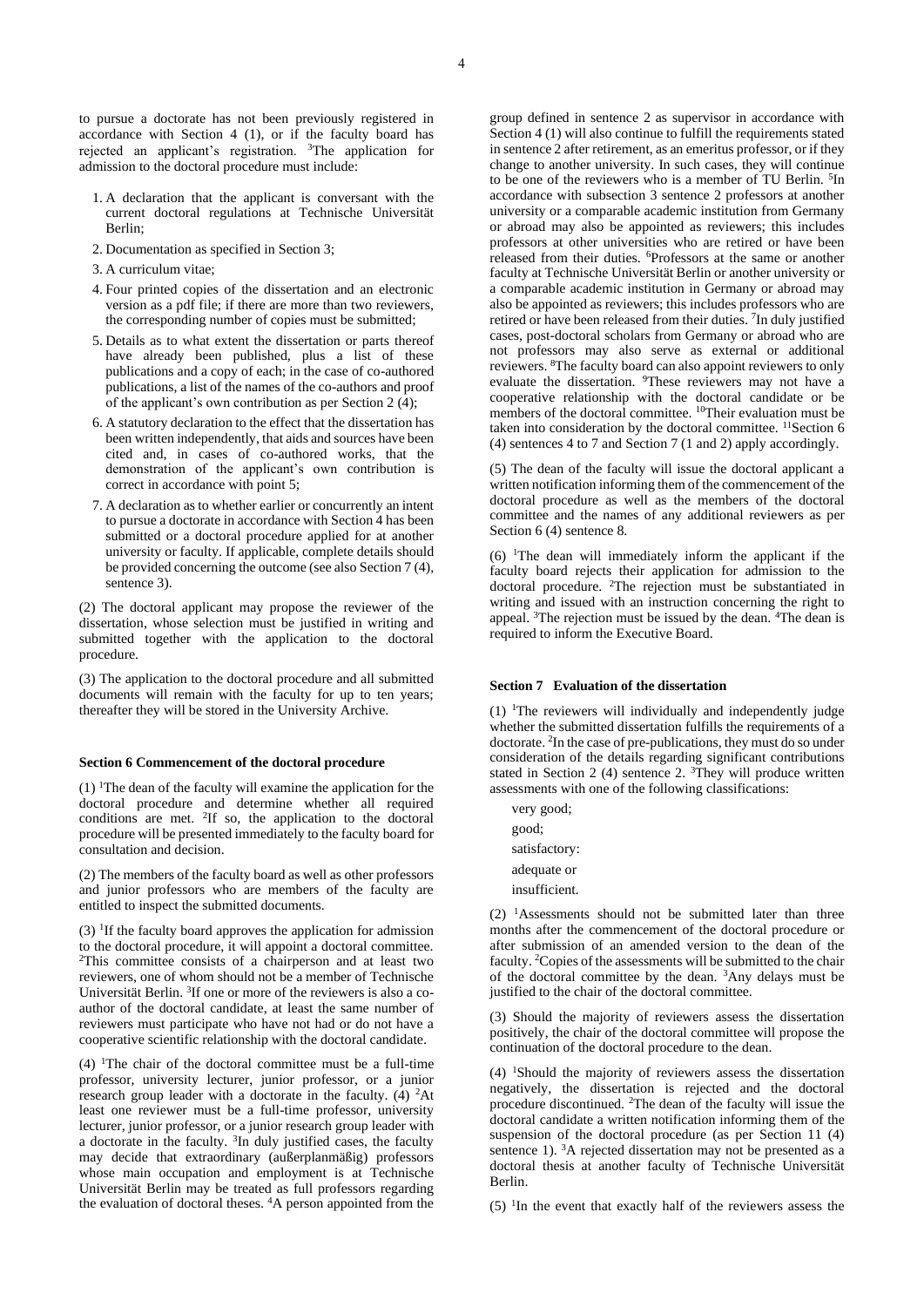to pursue a doctorate has not been previously registered in accordance with Section 4 (1), or if the faculty board has rejected an applicant's registration. [3]The application for admission to the doctoral procedure must include:

1. A declaration that the applicant is conversant with the current doctoral regulations at Technische Universität Berlin;
2. Documentation as specified in Section 3;
3. A curriculum vitae;
4. Four printed copies of the dissertation and an electronic version as a pdf file; if there are more than two reviewers, the corresponding number of copies must be submitted;
5. Details as to what extent the dissertation or parts thereof have already been published, plus a list of these publications and a copy of each; in the case of co-authored publications, a list of the names of the co-authors and proof of the applicant's own contribution as per Section 2 (4);
6. A statutory declaration to the effect that the dissertation has been written independently, that aids and sources have been cited and, in cases of co-authored works, that the demonstration of the applicant's own contribution is correct in accordance with point 5;
7. A declaration as to whether earlier or concurrently an intent to pursue a doctorate in accordance with Section 4 has been submitted or a doctoral procedure applied for at another university or faculty. If applicable, complete details should be provided concerning the outcome (see also Section 7 (4), sentence 3).

(2) The doctoral applicant may propose the reviewer of the dissertation, whose selection must be justified in writing and submitted together with the application to the doctoral procedure.

(3) The application to the doctoral procedure and all submitted documents will remain with the faculty for up to ten years; thereafter they will be stored in the University Archive.

#### Section 6 Commencement of the doctoral procedure

(1) [1]The dean of the faculty will examine the application for the doctoral procedure and determine whether all required conditions are met. [2]If so, the application to the doctoral procedure will be presented immediately to the faculty board for consultation and decision.

(2) The members of the faculty board as well as other professors and junior professors who are members of the faculty are entitled to inspect the submitted documents.

(3) [1]If the faculty board approves the application for admission to the doctoral procedure, it will appoint a doctoral committee. [2]This committee consists of a chairperson and at least two reviewers, one of whom should not be a member of Technische Universität Berlin. [3]If one or more of the reviewers is also a co-author of the doctoral candidate, at least the same number of reviewers must participate who have not had or do not have a cooperative scientific relationship with the doctoral candidate.

(4) [1]The chair of the doctoral committee must be a full-time professor, university lecturer, junior professor, or a junior research group leader with a doctorate in the faculty. (4) [2]At least one reviewer must be a full-time professor, university lecturer, junior professor, or a junior research group leader with a doctorate in the faculty. [3]In duly justified cases, the faculty may decide that extraordinary (außerplanmäßig) professors whose main occupation and employment is at Technische Universität Berlin may be treated as full professors regarding the evaluation of doctoral theses. [4]A person appointed from the group defined in sentence 2 as supervisor in accordance with Section 4 (1) will also continue to fulfill the requirements stated in sentence 2 after retirement, as an emeritus professor, or if they change to another university. In such cases, they will continue to be one of the reviewers who is a member of TU Berlin. [5]In accordance with subsection 3 sentence 2 professors at another university or a comparable academic institution from Germany or abroad may also be appointed as reviewers; this includes professors at other universities who are retired or have been released from their duties. [6]Professors at the same or another faculty at Technische Universität Berlin or another university or a comparable academic institution in Germany or abroad may also be appointed as reviewers; this includes professors who are retired or have been released from their duties. [7]In duly justified cases, post-doctoral scholars from Germany or abroad who are not professors may also serve as external or additional reviewers. [8]The faculty board can also appoint reviewers to only evaluate the dissertation. [9]These reviewers may not have a cooperative relationship with the doctoral candidate or be members of the doctoral committee. [10]Their evaluation must be taken into consideration by the doctoral committee. [11]Section 6 (4) sentences 4 to 7 and Section 7 (1 and 2) apply accordingly.

(5) The dean of the faculty will issue the doctoral applicant a written notification informing them of the commencement of the doctoral procedure as well as the members of the doctoral committee and the names of any additional reviewers as per Section 6 (4) sentence 8.

(6) [1]The dean will immediately inform the applicant if the faculty board rejects their application for admission to the doctoral procedure. [2]The rejection must be substantiated in writing and issued with an instruction concerning the right to appeal. [3]The rejection must be issued by the dean. [4]The dean is required to inform the Executive Board.

#### Section 7 Evaluation of the dissertation

(1) [1]The reviewers will individually and independently judge whether the submitted dissertation fulfills the requirements of a doctorate. [2]In the case of pre-publications, they must do so under consideration of the details regarding significant contributions stated in Section 2 (4) sentence 2. [3]They will produce written assessments with one of the following classifications:

very good;
good;
satisfactory:
adequate or
insufficient.

(2) [1]Assessments should not be submitted later than three months after the commencement of the doctoral procedure or after submission of an amended version to the dean of the faculty. [2]Copies of the assessments will be submitted to the chair of the doctoral committee by the dean. [3]Any delays must be justified to the chair of the doctoral committee.

(3) Should the majority of reviewers assess the dissertation positively, the chair of the doctoral committee will propose the continuation of the doctoral procedure to the dean.

(4) [1]Should the majority of reviewers assess the dissertation negatively, the dissertation is rejected and the doctoral procedure discontinued. [2]The dean of the faculty will issue the doctoral candidate a written notification informing them of the suspension of the doctoral procedure (as per Section 11 (4) sentence 1). [3]A rejected dissertation may not be presented as a doctoral thesis at another faculty of Technische Universität Berlin.

(5) [1]In the event that exactly half of the reviewers assess the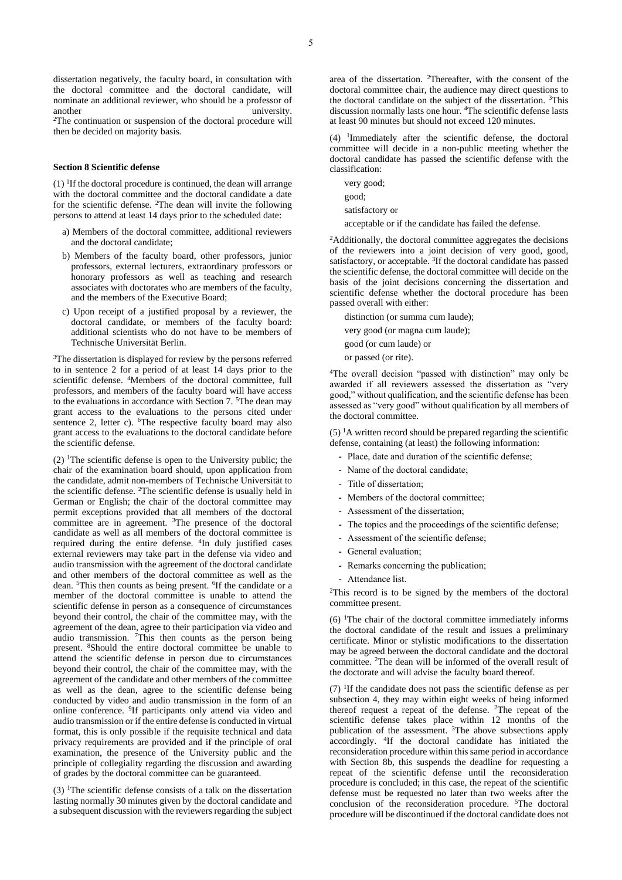dissertation negatively, the faculty board, in consultation with the doctoral committee and the doctoral candidate, will nominate an additional reviewer, who should be a professor of another university.
[2]The continuation or suspension of the doctoral procedure will then be decided on majority basis.

**Section 8 Scientific defense**

(1) [1]If the doctoral procedure is continued, the dean will arrange with the doctoral committee and the doctoral candidate a date for the scientific defense. [2]The dean will invite the following persons to attend at least 14 days prior to the scheduled date:

a) Members of the doctoral committee, additional reviewers and the doctoral candidate;

b) Members of the faculty board, other professors, junior professors, external lecturers, extraordinary professors or honorary professors as well as teaching and research associates with doctorates who are members of the faculty, and the members of the Executive Board;

c) Upon receipt of a justified proposal by a reviewer, the doctoral candidate, or members of the faculty board: additional scientists who do not have to be members of Technische Universität Berlin.

[3]The dissertation is displayed for review by the persons referred to in sentence 2 for a period of at least 14 days prior to the scientific defense. [4]Members of the doctoral committee, full professors, and members of the faculty board will have access to the evaluations in accordance with Section 7. [5]The dean may grant access to the evaluations to the persons cited under sentence 2, letter c). [6]The respective faculty board may also grant access to the evaluations to the doctoral candidate before the scientific defense.

(2) [1]The scientific defense is open to the University public; the chair of the examination board should, upon application from the candidate, admit non-members of Technische Universität to the scientific defense. [2]The scientific defense is usually held in German or English; the chair of the doctoral committee may permit exceptions provided that all members of the doctoral committee are in agreement. [3]The presence of the doctoral candidate as well as all members of the doctoral committee is required during the entire defense. [4]In duly justified cases external reviewers may take part in the defense via video and audio transmission with the agreement of the doctoral candidate and other members of the doctoral committee as well as the dean. [5]This then counts as being present. [6]If the candidate or a member of the doctoral committee is unable to attend the scientific defense in person as a consequence of circumstances beyond their control, the chair of the committee may, with the agreement of the dean, agree to their participation via video and audio transmission. [7]This then counts as the person being present. [8]Should the entire doctoral committee be unable to attend the scientific defense in person due to circumstances beyond their control, the chair of the committee may, with the agreement of the candidate and other members of the committee as well as the dean, agree to the scientific defense being conducted by video and audio transmission in the form of an online conference. [9]If participants only attend via video and audio transmission or if the entire defense is conducted in virtual format, this is only possible if the requisite technical and data privacy requirements are provided and if the principle of oral examination, the presence of the University public and the principle of collegiality regarding the discussion and awarding of grades by the doctoral committee can be guaranteed.

(3) [1]The scientific defense consists of a talk on the dissertation lasting normally 30 minutes given by the doctoral candidate and a subsequent discussion with the reviewers regarding the subject area of the dissertation. [2]Thereafter, with the consent of the doctoral committee chair, the audience may direct questions to the doctoral candidate on the subject of the dissertation. [3]This discussion normally lasts one hour. [4]The scientific defense lasts at least 90 minutes but should not exceed 120 minutes.

(4) [1]Immediately after the scientific defense, the doctoral committee will decide in a non-public meeting whether the doctoral candidate has passed the scientific defense with the classification:

very good;

good;

satisfactory or

acceptable or if the candidate has failed the defense.

[2]Additionally, the doctoral committee aggregates the decisions of the reviewers into a joint decision of very good, good, satisfactory, or acceptable. [3]If the doctoral candidate has passed the scientific defense, the doctoral committee will decide on the basis of the joint decisions concerning the dissertation and scientific defense whether the doctoral procedure has been passed overall with either:

distinction (or summa cum laude);

very good (or magna cum laude);

good (or cum laude) or

or passed (or rite).

[4]The overall decision "passed with distinction" may only be awarded if all reviewers assessed the dissertation as "very good," without qualification, and the scientific defense has been assessed as "very good" without qualification by all members of the doctoral committee.

(5) [1]A written record should be prepared regarding the scientific defense, containing (at least) the following information:

- Place, date and duration of the scientific defense;
- Name of the doctoral candidate;
- Title of dissertation;
- Members of the doctoral committee;
- Assessment of the dissertation;
- The topics and the proceedings of the scientific defense;
- Assessment of the scientific defense;
- General evaluation;
- Remarks concerning the publication;
- Attendance list.

[2]This record is to be signed by the members of the doctoral committee present.

(6) [1]The chair of the doctoral committee immediately informs the doctoral candidate of the result and issues a preliminary certificate. Minor or stylistic modifications to the dissertation may be agreed between the doctoral candidate and the doctoral committee. [2]The dean will be informed of the overall result of the doctorate and will advise the faculty board thereof.

(7) [1]If the candidate does not pass the scientific defense as per subsection 4, they may within eight weeks of being informed thereof request a repeat of the defense. [2]The repeat of the scientific defense takes place within 12 months of the publication of the assessment. [3]The above subsections apply accordingly. [4]If the doctoral candidate has initiated the reconsideration procedure within this same period in accordance with Section 8b, this suspends the deadline for requesting a repeat of the scientific defense until the reconsideration procedure is concluded; in this case, the repeat of the scientific defense must be requested no later than two weeks after the conclusion of the reconsideration procedure. [5]The doctoral procedure will be discontinued if the doctoral candidate does not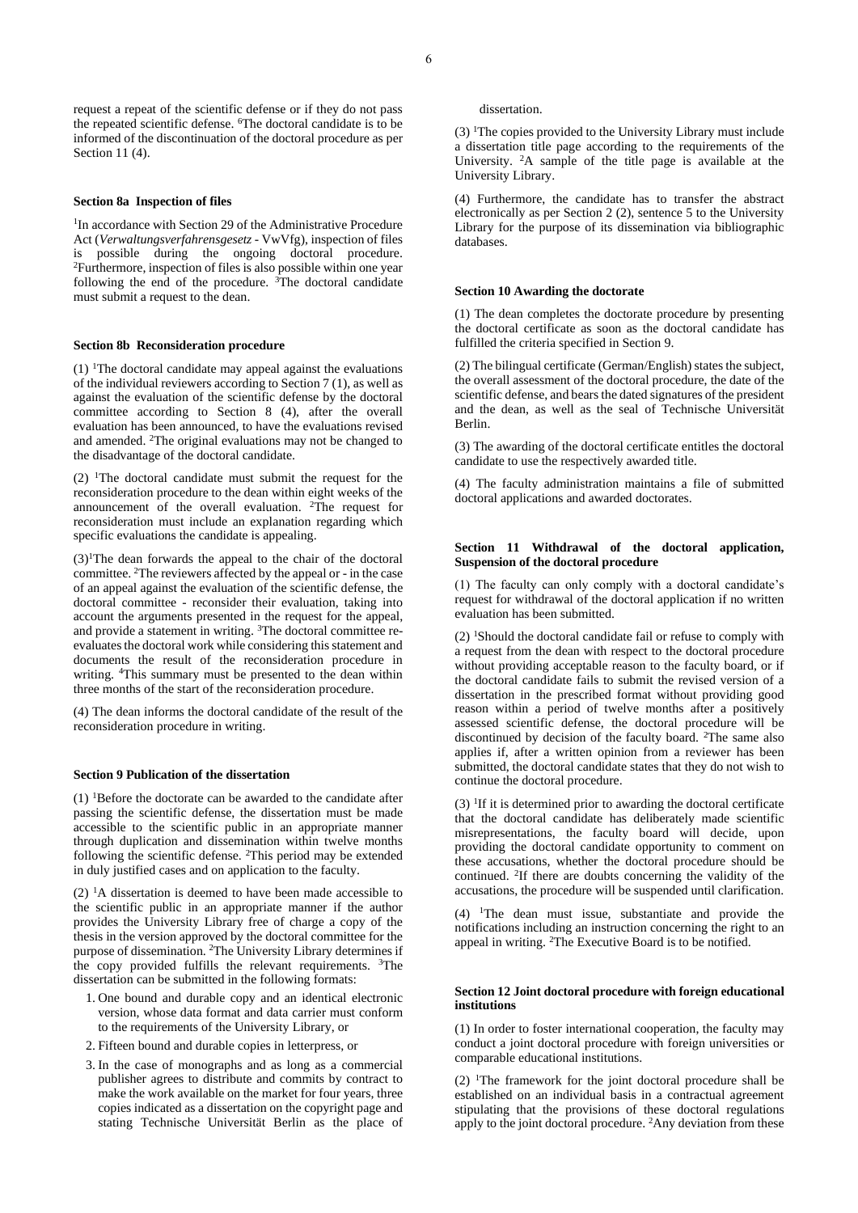request a repeat of the scientific defense or if they do not pass the repeated scientific defense. [6]The doctoral candidate is to be informed of the discontinuation of the doctoral procedure as per Section 11 (4).

### Section 8a Inspection of files

[1]In accordance with Section 29 of the Administrative Procedure Act (*Verwaltungsverfahrensgesetz* - VwVfg), inspection of files is possible during the ongoing doctoral procedure. [2]Furthermore, inspection of files is also possible within one year following the end of the procedure. [3]The doctoral candidate must submit a request to the dean.

### Section 8b Reconsideration procedure

(1) [1]The doctoral candidate may appeal against the evaluations of the individual reviewers according to Section 7 (1), as well as against the evaluation of the scientific defense by the doctoral committee according to Section 8 (4), after the overall evaluation has been announced, to have the evaluations revised and amended. [2]The original evaluations may not be changed to the disadvantage of the doctoral candidate.

(2) [1]The doctoral candidate must submit the request for the reconsideration procedure to the dean within eight weeks of the announcement of the overall evaluation. [2]The request for reconsideration must include an explanation regarding which specific evaluations the candidate is appealing.

(3)[1]The dean forwards the appeal to the chair of the doctoral committee. [2]The reviewers affected by the appeal or - in the case of an appeal against the evaluation of the scientific defense, the doctoral committee - reconsider their evaluation, taking into account the arguments presented in the request for the appeal, and provide a statement in writing. [3]The doctoral committee re-evaluates the doctoral work while considering this statement and documents the result of the reconsideration procedure in writing. [4]This summary must be presented to the dean within three months of the start of the reconsideration procedure.

(4) The dean informs the doctoral candidate of the result of the reconsideration procedure in writing.

### Section 9 Publication of the dissertation

(1) [1]Before the doctorate can be awarded to the candidate after passing the scientific defense, the dissertation must be made accessible to the scientific public in an appropriate manner through duplication and dissemination within twelve months following the scientific defense. [2]This period may be extended in duly justified cases and on application to the faculty.

(2) [1]A dissertation is deemed to have been made accessible to the scientific public in an appropriate manner if the author provides the University Library free of charge a copy of the thesis in the version approved by the doctoral committee for the purpose of dissemination. [2]The University Library determines if the copy provided fulfills the relevant requirements. [3]The dissertation can be submitted in the following formats:

1. One bound and durable copy and an identical electronic version, whose data format and data carrier must conform to the requirements of the University Library, or
2. Fifteen bound and durable copies in letterpress, or
3. In the case of monographs and as long as a commercial publisher agrees to distribute and commits by contract to make the work available on the market for four years, three copies indicated as a dissertation on the copyright page and stating Technische Universität Berlin as the place of dissertation.

(3) [1]The copies provided to the University Library must include a dissertation title page according to the requirements of the University. [2]A sample of the title page is available at the University Library.

(4) Furthermore, the candidate has to transfer the abstract electronically as per Section 2 (2), sentence 5 to the University Library for the purpose of its dissemination via bibliographic databases.

### Section 10 Awarding the doctorate

(1) The dean completes the doctorate procedure by presenting the doctoral certificate as soon as the doctoral candidate has fulfilled the criteria specified in Section 9.

(2) The bilingual certificate (German/English) states the subject, the overall assessment of the doctoral procedure, the date of the scientific defense, and bears the dated signatures of the president and the dean, as well as the seal of Technische Universität Berlin.

(3) The awarding of the doctoral certificate entitles the doctoral candidate to use the respectively awarded title.

(4) The faculty administration maintains a file of submitted doctoral applications and awarded doctorates.

### Section 11 Withdrawal of the doctoral application, Suspension of the doctoral procedure

(1) The faculty can only comply with a doctoral candidate's request for withdrawal of the doctoral application if no written evaluation has been submitted.

(2) [1]Should the doctoral candidate fail or refuse to comply with a request from the dean with respect to the doctoral procedure without providing acceptable reason to the faculty board, or if the doctoral candidate fails to submit the revised version of a dissertation in the prescribed format without providing good reason within a period of twelve months after a positively assessed scientific defense, the doctoral procedure will be discontinued by decision of the faculty board. [2]The same also applies if, after a written opinion from a reviewer has been submitted, the doctoral candidate states that they do not wish to continue the doctoral procedure.

(3) [1]If it is determined prior to awarding the doctoral certificate that the doctoral candidate has deliberately made scientific misrepresentations, the faculty board will decide, upon providing the doctoral candidate opportunity to comment on these accusations, whether the doctoral procedure should be continued. [2]If there are doubts concerning the validity of the accusations, the procedure will be suspended until clarification.

(4) [1]The dean must issue, substantiate and provide the notifications including an instruction concerning the right to an appeal in writing. [2]The Executive Board is to be notified.

### Section 12 Joint doctoral procedure with foreign educational institutions

(1) In order to foster international cooperation, the faculty may conduct a joint doctoral procedure with foreign universities or comparable educational institutions.

(2) [1]The framework for the joint doctoral procedure shall be established on an individual basis in a contractual agreement stipulating that the provisions of these doctoral regulations apply to the joint doctoral procedure. [2]Any deviation from these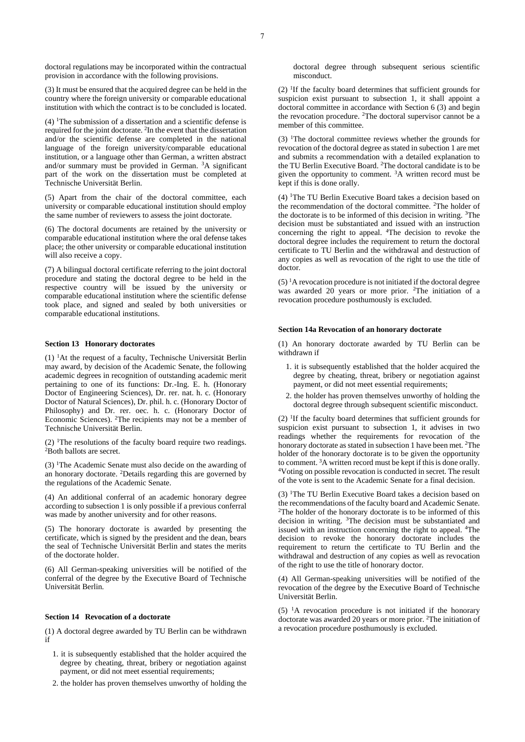doctoral regulations may be incorporated within the contractual provision in accordance with the following provisions.

(3) It must be ensured that the acquired degree can be held in the country where the foreign university or comparable educational institution with which the contract is to be concluded is located.

(4) [1]The submission of a dissertation and a scientific defense is required for the joint doctorate. [2]In the event that the dissertation and/or the scientific defense are completed in the national language of the foreign university/comparable educational institution, or a language other than German, a written abstract and/or summary must be provided in German. [3]A significant part of the work on the dissertation must be completed at Technische Universität Berlin.

(5) Apart from the chair of the doctoral committee, each university or comparable educational institution should employ the same number of reviewers to assess the joint doctorate.

(6) The doctoral documents are retained by the university or comparable educational institution where the oral defense takes place; the other university or comparable educational institution will also receive a copy.

(7) A bilingual doctoral certificate referring to the joint doctoral procedure and stating the doctoral degree to be held in the respective country will be issued by the university or comparable educational institution where the scientific defense took place, and signed and sealed by both universities or comparable educational institutions.

#### Section 13 Honorary doctorates

(1) [1]At the request of a faculty, Technische Universität Berlin may award, by decision of the Academic Senate, the following academic degrees in recognition of outstanding academic merit pertaining to one of its functions: Dr.-Ing. E. h. (Honorary Doctor of Engineering Sciences), Dr. rer. nat. h. c. (Honorary Doctor of Natural Sciences), Dr. phil. h. c. (Honorary Doctor of Philosophy) and Dr. rer. oec. h. c. (Honorary Doctor of Economic Sciences). [2]The recipients may not be a member of Technische Universität Berlin.

(2) [1]The resolutions of the faculty board require two readings. [2]Both ballots are secret.

(3) [1]The Academic Senate must also decide on the awarding of an honorary doctorate. [2]Details regarding this are governed by the regulations of the Academic Senate.

(4) An additional conferral of an academic honorary degree according to subsection 1 is only possible if a previous conferral was made by another university and for other reasons.

(5) The honorary doctorate is awarded by presenting the certificate, which is signed by the president and the dean, bears the seal of Technische Universität Berlin and states the merits of the doctorate holder.

(6) All German-speaking universities will be notified of the conferral of the degree by the Executive Board of Technische Universität Berlin.

#### Section 14 Revocation of a doctorate

(1) A doctoral degree awarded by TU Berlin can be withdrawn if

1. it is subsequently established that the holder acquired the degree by cheating, threat, bribery or negotiation against payment, or did not meet essential requirements;
2. the holder has proven themselves unworthy of holding the doctoral degree through subsequent serious scientific misconduct.

(2) [1]If the faculty board determines that sufficient grounds for suspicion exist pursuant to subsection 1, it shall appoint a doctoral committee in accordance with Section 6 (3) and begin the revocation procedure. [2]The doctoral supervisor cannot be a member of this committee.

(3) [1]The doctoral committee reviews whether the grounds for revocation of the doctoral degree as stated in subection 1 are met and submits a recommendation with a detailed explanation to the TU Berlin Executive Board. [2]The doctoral candidate is to be given the opportunity to comment. [3]A written record must be kept if this is done orally.

(4) [1]The TU Berlin Executive Board takes a decision based on the recommendation of the doctoral committee. [2]The holder of the doctorate is to be informed of this decision in writing. [3]The decision must be substantiated and issued with an instruction concerning the right to appeal. [4]The decision to revoke the doctoral degree includes the requirement to return the doctoral certificate to TU Berlin and the withdrawal and destruction of any copies as well as revocation of the right to use the title of doctor.

(5) [1]A revocation procedure is not initiated if the doctoral degree was awarded 20 years or more prior. [2]The initiation of a revocation procedure posthumously is excluded.

#### Section 14a Revocation of an honorary doctorate

(1) An honorary doctorate awarded by TU Berlin can be withdrawn if

1. it is subsequently established that the holder acquired the degree by cheating, threat, bribery or negotiation against payment, or did not meet essential requirements;
2. the holder has proven themselves unworthy of holding the doctoral degree through subsequent scientific misconduct.

(2) [1]If the faculty board determines that sufficient grounds for suspicion exist pursuant to subsection 1, it advises in two readings whether the requirements for revocation of the honorary doctorate as stated in subsection 1 have been met. [2]The holder of the honorary doctorate is to be given the opportunity to comment. [3]A written record must be kept if this is done orally. [4]Voting on possible revocation is conducted in secret. The result of the vote is sent to the Academic Senate for a final decision.

(3) [1]The TU Berlin Executive Board takes a decision based on the recommendations of the faculty board and Academic Senate. [2]The holder of the honorary doctorate is to be informed of this decision in writing. [3]The decision must be substantiated and issued with an instruction concerning the right to appeal. [4]The decision to revoke the honorary doctorate includes the requirement to return the certificate to TU Berlin and the withdrawal and destruction of any copies as well as revocation of the right to use the title of honorary doctor.

(4) All German-speaking universities will be notified of the revocation of the degree by the Executive Board of Technische Universität Berlin.

(5) [1]A revocation procedure is not initiated if the honorary doctorate was awarded 20 years or more prior. [2]The initiation of a revocation procedure posthumously is excluded.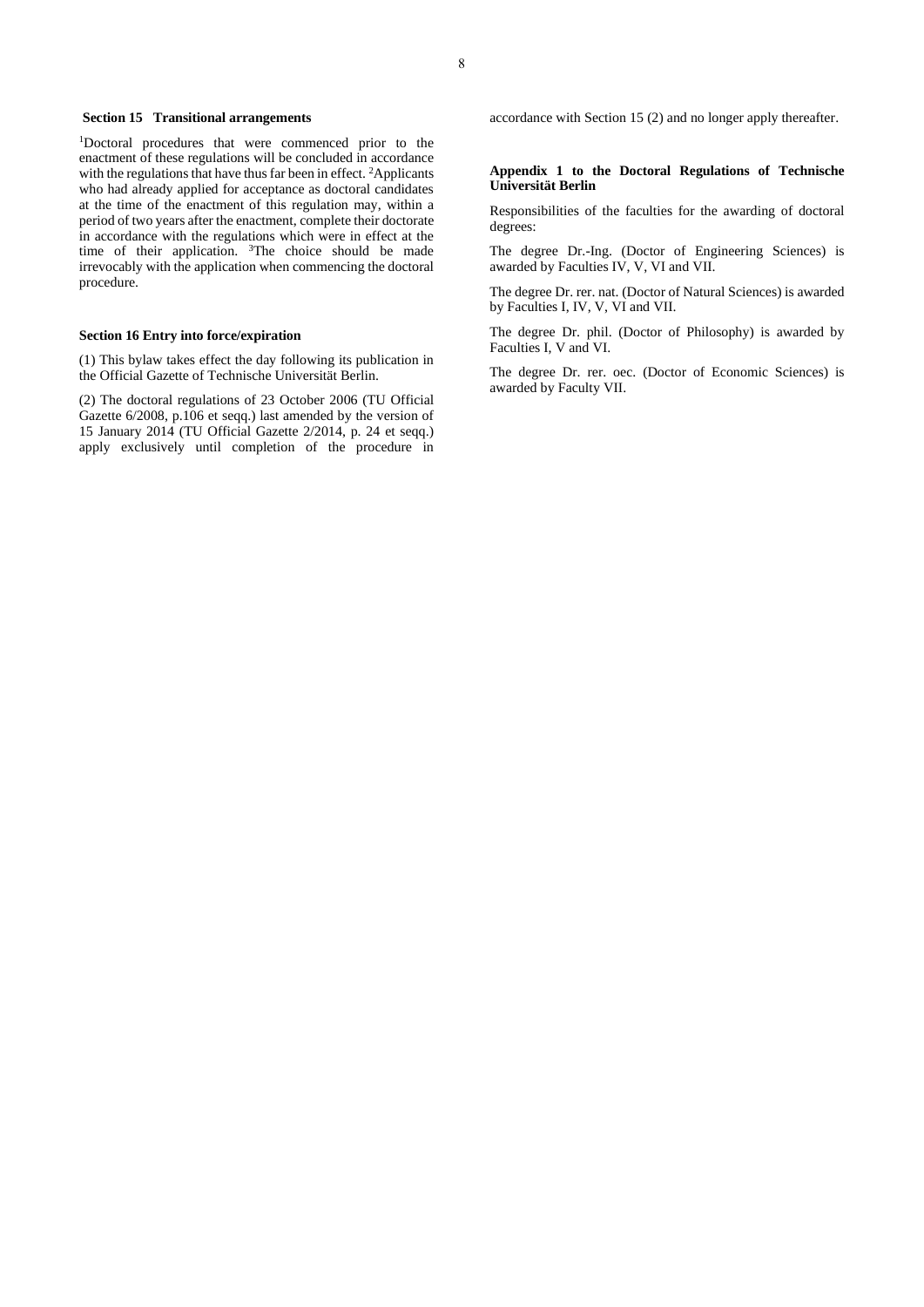## Section 15 Transitional arrangements

[1]Doctoral procedures that were commenced prior to the enactment of these regulations will be concluded in accordance with the regulations that have thus far been in effect. [2]Applicants who had already applied for acceptance as doctoral candidates at the time of the enactment of this regulation may, within a period of two years after the enactment, complete their doctorate in accordance with the regulations which were in effect at the time of their application. [3]The choice should be made irrevocably with the application when commencing the doctoral procedure.

## Section 16 Entry into force/expiration

(1) This bylaw takes effect the day following its publication in the Official Gazette of Technische Universität Berlin.

(2) The doctoral regulations of 23 October 2006 (TU Official Gazette 6/2008, p.106 et seqq.) last amended by the version of 15 January 2014 (TU Official Gazette 2/2014, p. 24 et seqq.) apply exclusively until completion of the procedure in accordance with Section 15 (2) and no longer apply thereafter.

## Appendix 1 to the Doctoral Regulations of Technische Universität Berlin

Responsibilities of the faculties for the awarding of doctoral degrees:

The degree Dr.-Ing. (Doctor of Engineering Sciences) is awarded by Faculties IV, V, VI and VII.

The degree Dr. rer. nat. (Doctor of Natural Sciences) is awarded by Faculties I, IV, V, VI and VII.

The degree Dr. phil. (Doctor of Philosophy) is awarded by Faculties I, V and VI.

The degree Dr. rer. oec. (Doctor of Economic Sciences) is awarded by Faculty VII.